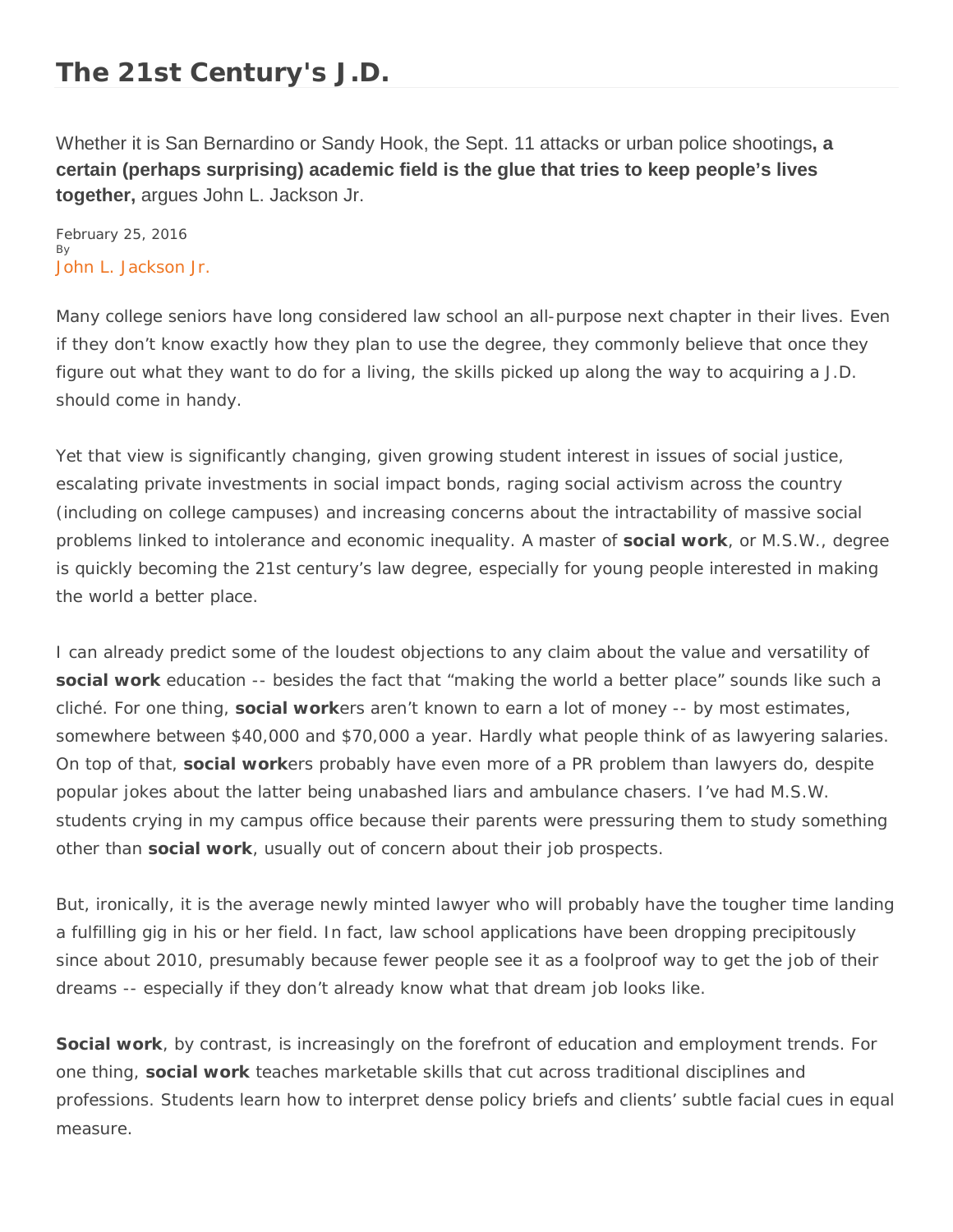# The 21st Century's J.D.

Whether it is San Bernardino or Sandy Hook, the Sept. 11 attacks or urban police shootings**, a certain (perhaps surprising) academic field is the glue that tries to keep people's lives together,** argues John L. Jackson Jr.

February 25, 2016
By
John L. Jackson Jr.

Many college seniors have long considered law school an all-purpose next chapter in their lives. Even if they don't know exactly how they plan to use the degree, they commonly believe that once they figure out what they want to do for a living, the skills picked up along the way to acquiring a J.D. should come in handy.

Yet that view is significantly changing, given growing student interest in issues of social justice, escalating private investments in social impact bonds, raging social activism across the country (including on college campuses) and increasing concerns about the intractability of massive social problems linked to intolerance and economic inequality. A master of **social work**, or M.S.W., degree is quickly becoming the 21st century's law degree, especially for young people interested in making the world a better place.

I can already predict some of the loudest objections to any claim about the value and versatility of **social work** education -- besides the fact that "making the world a better place" sounds like such a cliché. For one thing, **social work**ers aren't known to earn a lot of money -- by most estimates, somewhere between $40,000 and $70,000 a year. Hardly what people think of as lawyering salaries. On top of that, **social work**ers probably have even more of a PR problem than lawyers do, despite popular jokes about the latter being unabashed liars and ambulance chasers. I've had M.S.W. students crying in my campus office because their parents were pressuring them to study something other than **social work**, usually out of concern about their job prospects.

But, ironically, it is the average newly minted lawyer who will probably have the tougher time landing a fulfilling gig in his or her field. In fact, law school applications have been dropping precipitously since about 2010, presumably because fewer people see it as a foolproof way to get the job of their dreams -- especially if they don't already know what that dream job looks like.

**Social work**, by contrast, is increasingly on the forefront of education and employment trends. For one thing, **social work** teaches marketable skills that cut across traditional disciplines and professions. Students learn how to interpret dense policy briefs and clients' subtle facial cues in equal measure.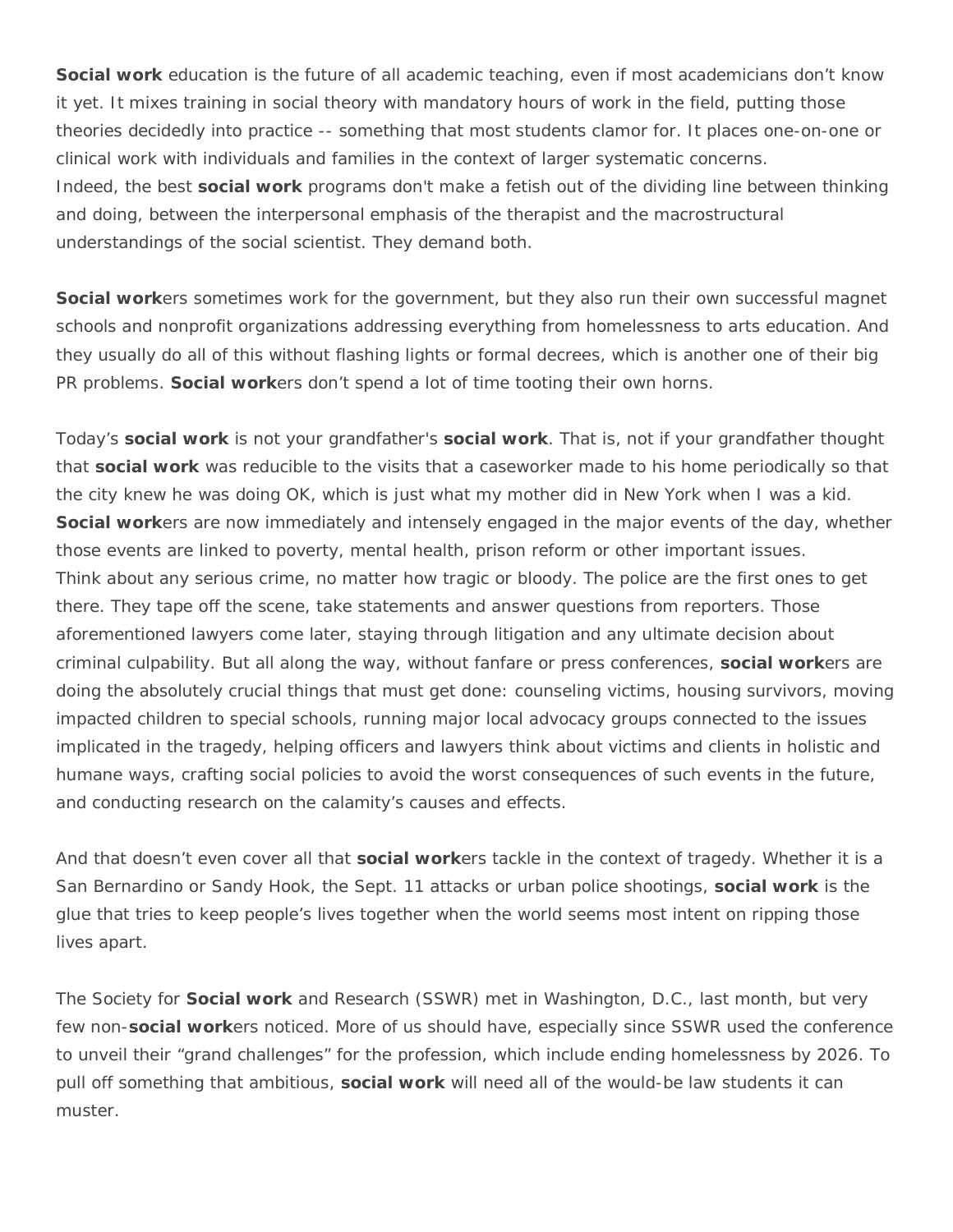**Social work** education is the future of all academic teaching, even if most academicians don’t know it yet. It mixes training in social theory with mandatory hours of work in the field, putting those theories decidedly into practice -- something that most students clamor for. It places one-on-one or clinical work with individuals and families in the context of larger systematic concerns.
Indeed, the best **social work** programs don't make a fetish out of the dividing line between thinking and doing, between the interpersonal emphasis of the therapist and the macrostructural understandings of the social scientist. They demand both.

**Social work**ers sometimes work for the government, but they also run their own successful magnet schools and nonprofit organizations addressing everything from homelessness to arts education. And they usually do all of this without flashing lights or formal decrees, which is another one of their big PR problems. **Social work**ers don’t spend a lot of time tooting their own horns.

Today’s **social work** is not your grandfather's **social work**. That is, not if your grandfather thought that **social work** was reducible to the visits that a caseworker made to his home periodically so that the city knew he was doing OK, which is just what my mother did in New York when I was a kid. **Social work**ers are now immediately and intensely engaged in the major events of the day, whether those events are linked to poverty, mental health, prison reform or other important issues.
Think about any serious crime, no matter how tragic or bloody. The police are the first ones to get there. They tape off the scene, take statements and answer questions from reporters. Those aforementioned lawyers come later, staying through litigation and any ultimate decision about criminal culpability. But all along the way, without fanfare or press conferences, **social work**ers are doing the absolutely crucial things that must get done: counseling victims, housing survivors, moving impacted children to special schools, running major local advocacy groups connected to the issues implicated in the tragedy, helping officers and lawyers think about victims and clients in holistic and humane ways, crafting social policies to avoid the worst consequences of such events in the future, and conducting research on the calamity’s causes and effects.

And that doesn’t even cover all that **social work**ers tackle in the context of tragedy. Whether it is a San Bernardino or Sandy Hook, the Sept. 11 attacks or urban police shootings, **social work** is the glue that tries to keep people’s lives together when the world seems most intent on ripping those lives apart.

The Society for **Social work** and Research (SSWR) met in Washington, D.C., last month, but very few non-**social work**ers noticed. More of us should have, especially since SSWR used the conference to unveil their “grand challenges” for the profession, which include ending homelessness by 2026. To pull off something that ambitious, **social work** will need all of the would-be law students it can muster.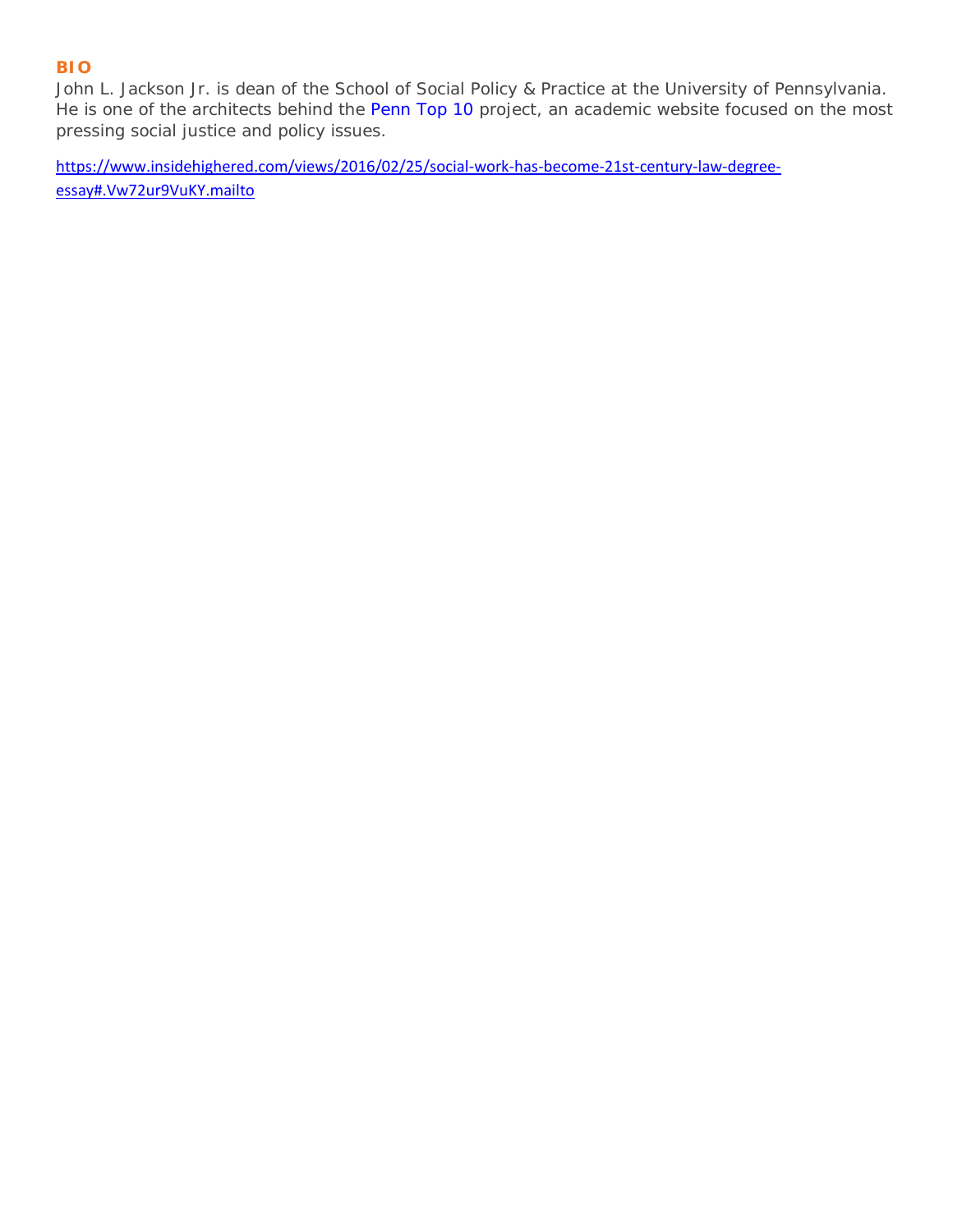## BIO

John L. Jackson Jr. is dean of the School of Social Policy & Practice at the University of Pennsylvania. He is one of the architects behind the Penn Top 10 project, an academic website focused on the most pressing social justice and policy issues.

https://www.insidehighered.com/views/2016/02/25/social-work-has-become-21st-century-law-degree-essay#.Vw72ur9VuKY.mailto